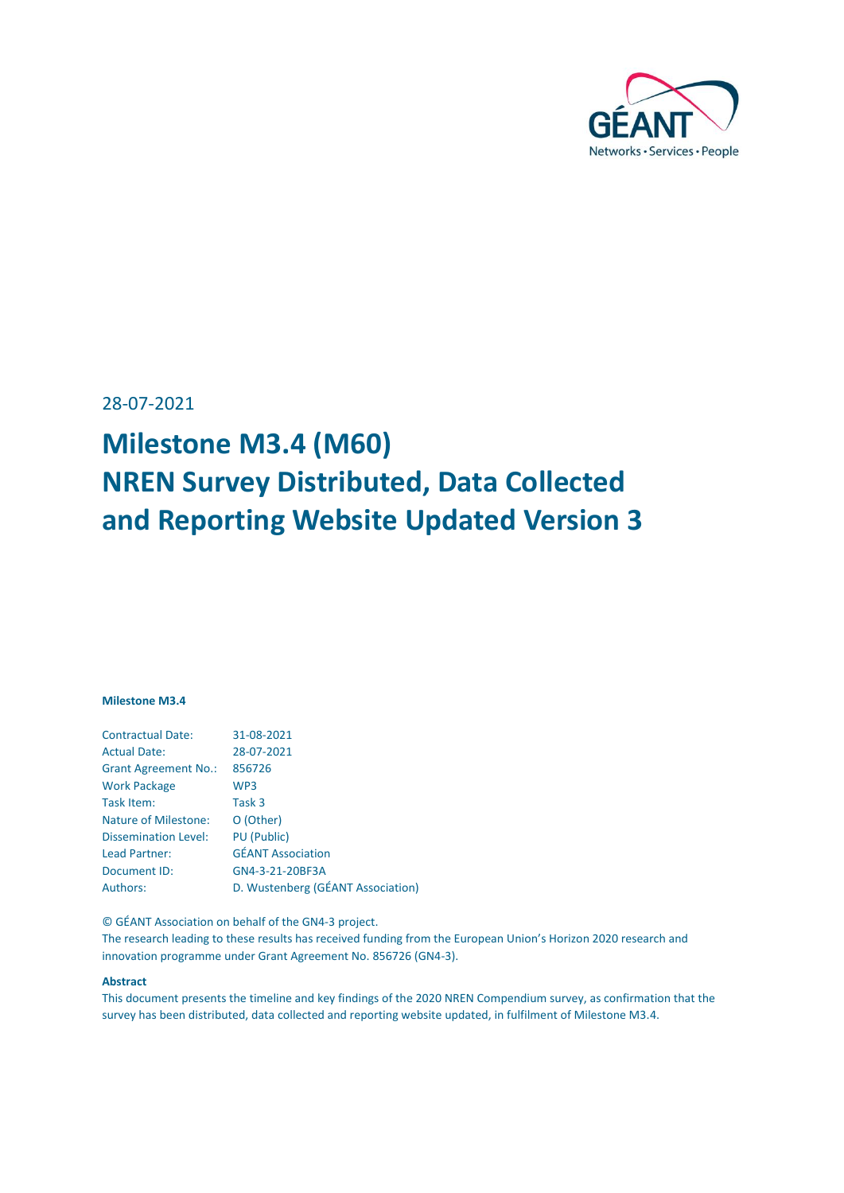28-07-2021

# Milestone M3.4 (M60)
# NREN Survey Distributed, Data Collected and Reporting Website Updated Version 3

**Milestone M3.4**

| | |
|---|---|
| Contractual Date: | 31-08-2021 |
| Actual Date: | 28-07-2021 |
| Grant Agreement No.: | 856726 |
| Work Package | WP3 |
| Task Item: | Task 3 |
| Nature of Milestone: | O (Other) |
| Dissemination Level: | PU (Public) |
| Lead Partner: | GÉANT Association |
| Document ID: | GN4-3-21-20BF3A |
| Authors: | D. Wustenberg (GÉANT Association) |

© GÉANT Association on behalf of the GN4-3 project.
The research leading to these results has received funding from the European Union's Horizon 2020 research and innovation programme under Grant Agreement No. 856726 (GN4-3).

**Abstract**

This document presents the timeline and key findings of the 2020 NREN Compendium survey, as confirmation that the survey has been distributed, data collected and reporting website updated, in fulfilment of Milestone M3.4.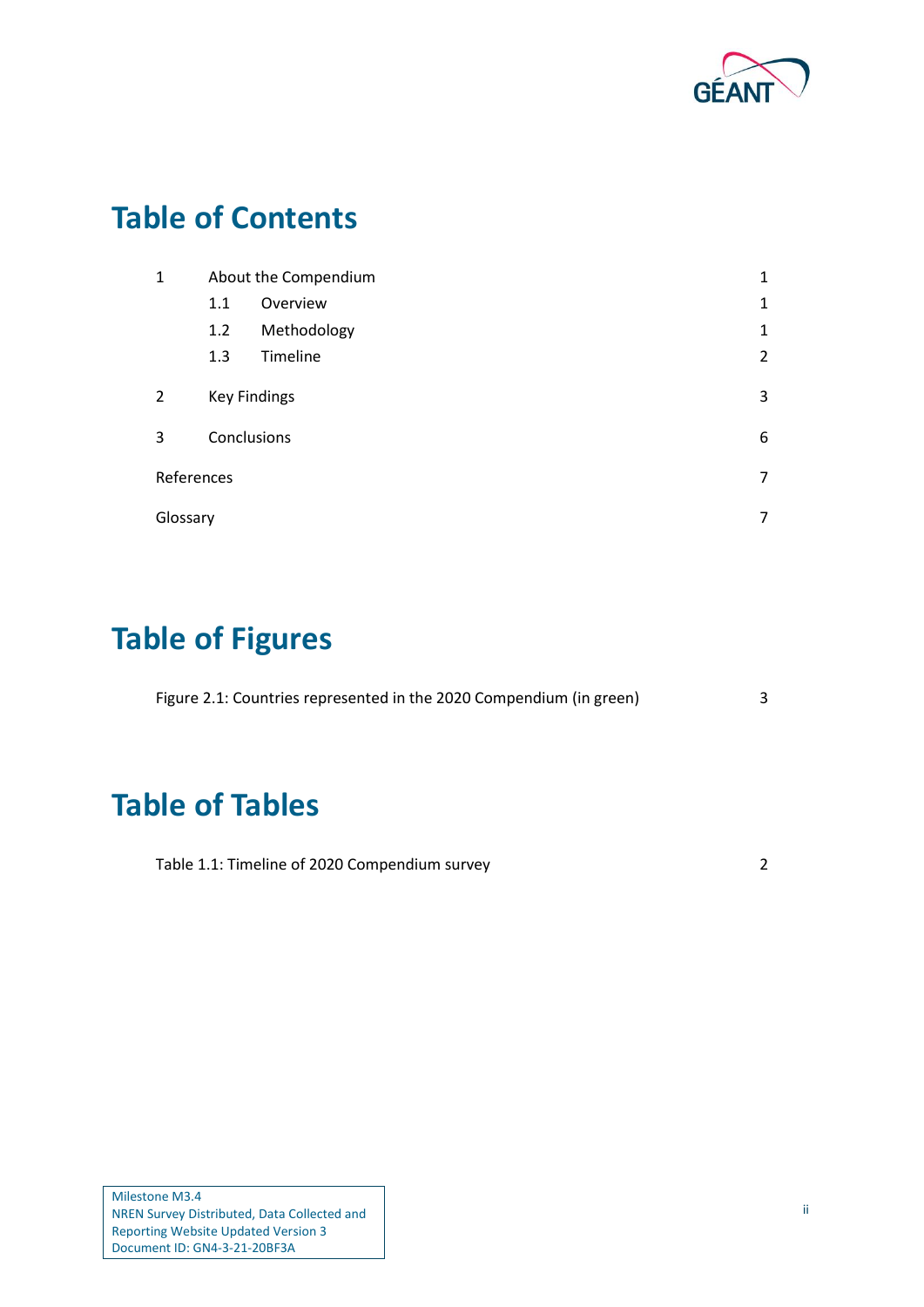# Table of Contents

| | | |
|---|---|---|
| 1 | About the Compendium | 1 |
| | 1.1 Overview | 1 |
| | 1.2 Methodology | 1 |
| | 1.3 Timeline | 2 |
| 2 | Key Findings | 3 |
| 3 | Conclusions | 6 |
| References | | 7 |
| Glossary | | 7 |

# Table of Figures

Figure 2.1: Countries represented in the 2020 Compendium (in green) 3

# Table of Tables

Table 1.1: Timeline of 2020 Compendium survey 2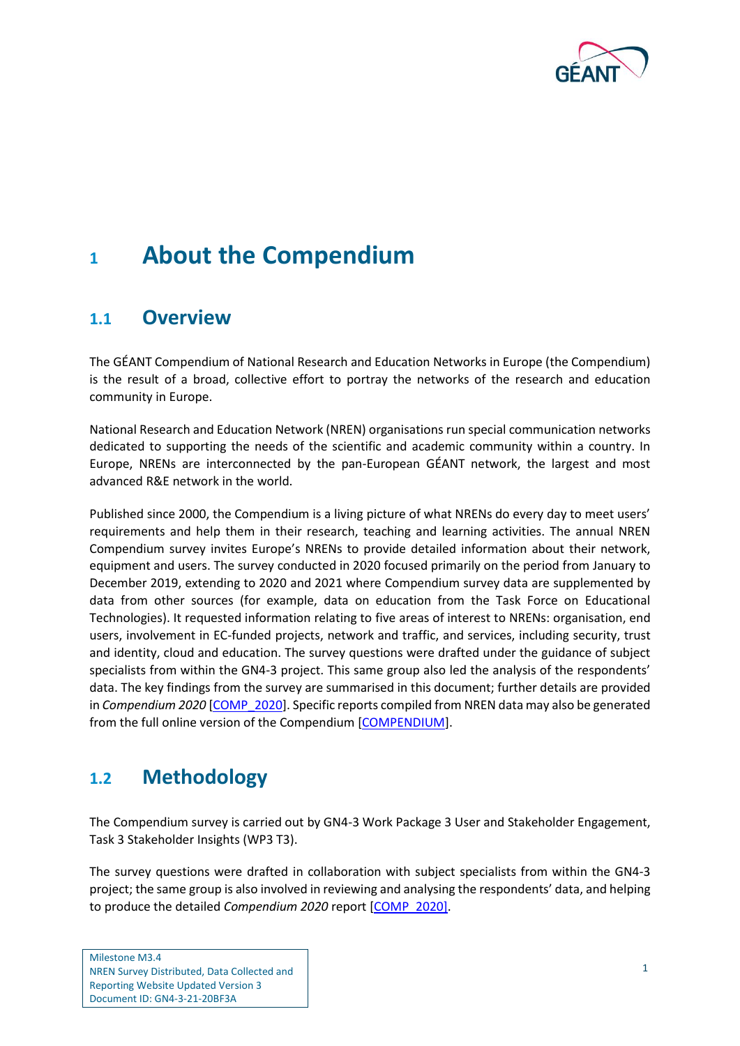# 1 About the Compendium

## 1.1 Overview

The GÉANT Compendium of National Research and Education Networks in Europe (the Compendium) is the result of a broad, collective effort to portray the networks of the research and education community in Europe.

National Research and Education Network (NREN) organisations run special communication networks dedicated to supporting the needs of the scientific and academic community within a country. In Europe, NRENs are interconnected by the pan-European GÉANT network, the largest and most advanced R&E network in the world.

Published since 2000, the Compendium is a living picture of what NRENs do every day to meet users' requirements and help them in their research, teaching and learning activities. The annual NREN Compendium survey invites Europe's NRENs to provide detailed information about their network, equipment and users. The survey conducted in 2020 focused primarily on the period from January to December 2019, extending to 2020 and 2021 where Compendium survey data are supplemented by data from other sources (for example, data on education from the Task Force on Educational Technologies). It requested information relating to five areas of interest to NRENs: organisation, end users, involvement in EC-funded projects, network and traffic, and services, including security, trust and identity, cloud and education. The survey questions were drafted under the guidance of subject specialists from within the GN4-3 project. This same group also led the analysis of the respondents' data. The key findings from the survey are summarised in this document; further details are provided in *Compendium 2020* [COMP_2020]. Specific reports compiled from NREN data may also be generated from the full online version of the Compendium [COMPENDIUM].

## 1.2 Methodology

The Compendium survey is carried out by GN4-3 Work Package 3 User and Stakeholder Engagement, Task 3 Stakeholder Insights (WP3 T3).

The survey questions were drafted in collaboration with subject specialists from within the GN4-3 project; the same group is also involved in reviewing and analysing the respondents' data, and helping to produce the detailed *Compendium 2020* report [COMP_2020].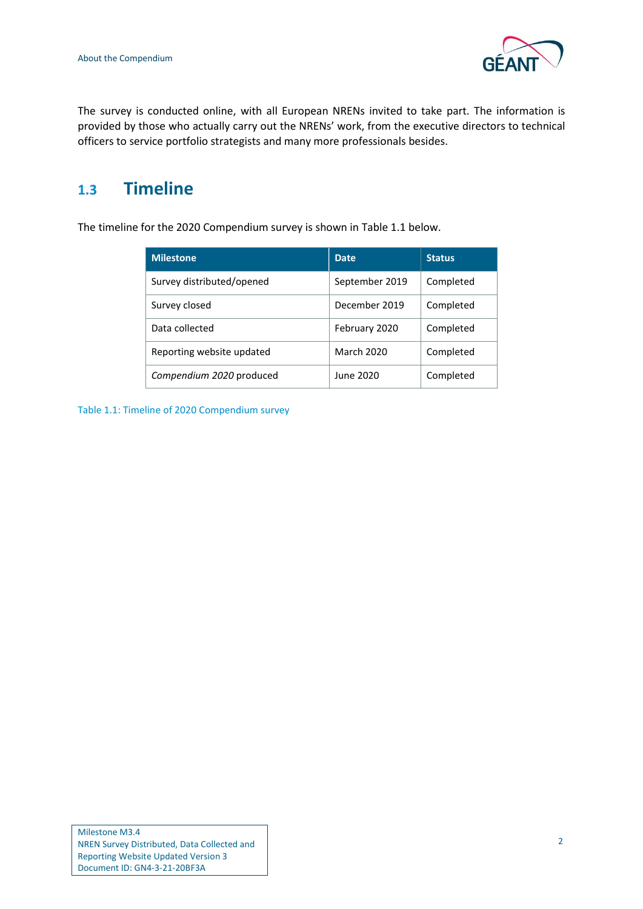The survey is conducted online, with all European NRENs invited to take part. The information is provided by those who actually carry out the NRENs' work, from the executive directors to technical officers to service portfolio strategists and many more professionals besides.

## 1.3 Timeline

The timeline for the 2020 Compendium survey is shown in Table 1.1 below.

| Milestone | Date | Status |
|---|---|---|
| Survey distributed/opened | September 2019 | Completed |
| Survey closed | December 2019 | Completed |
| Data collected | February 2020 | Completed |
| Reporting website updated | March 2020 | Completed |
| *Compendium 2020* produced | June 2020 | Completed |

Table 1.1: Timeline of 2020 Compendium survey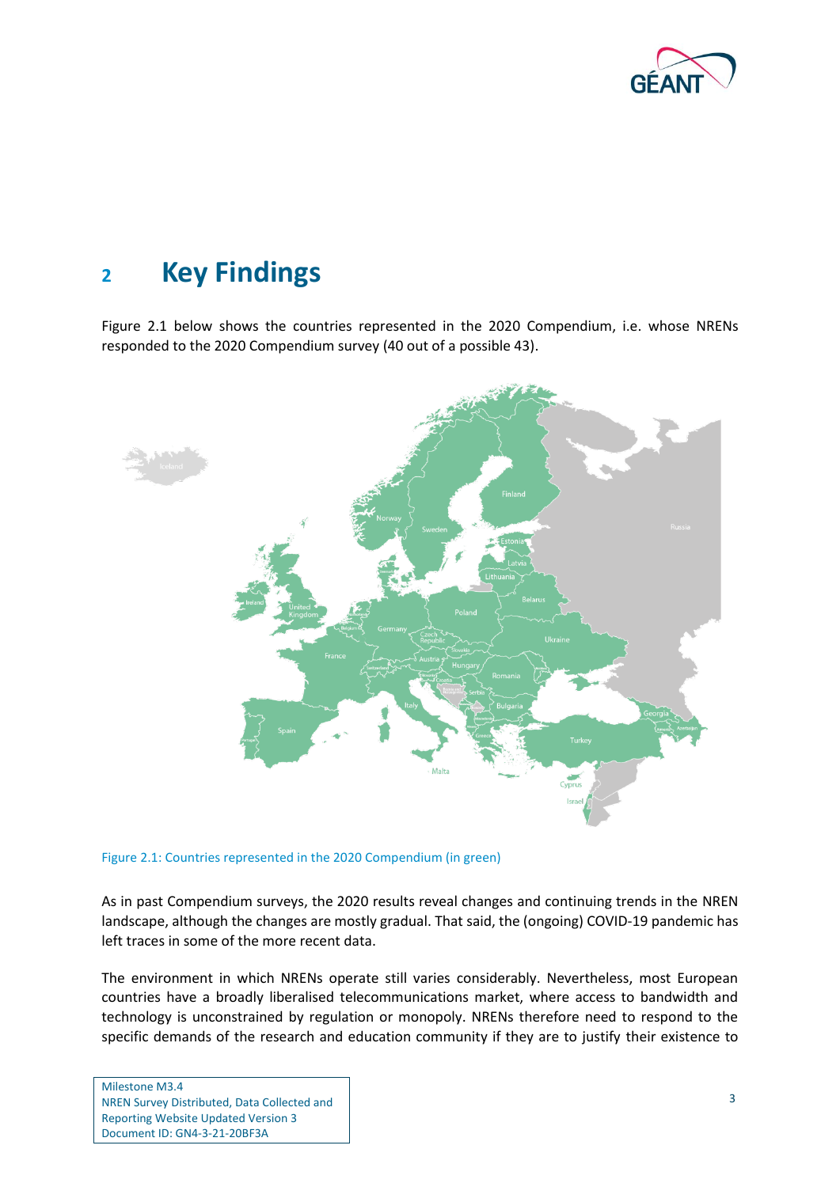# 2 Key Findings

Figure 2.1 below shows the countries represented in the 2020 Compendium, i.e. whose NRENs responded to the 2020 Compendium survey (40 out of a possible 43).

Figure 2.1: Countries represented in the 2020 Compendium (in green)

As in past Compendium surveys, the 2020 results reveal changes and continuing trends in the NREN landscape, although the changes are mostly gradual. That said, the (ongoing) COVID-19 pandemic has left traces in some of the more recent data.

The environment in which NRENs operate still varies considerably. Nevertheless, most European countries have a broadly liberalised telecommunications market, where access to bandwidth and technology is unconstrained by regulation or monopoly. NRENs therefore need to respond to the specific demands of the research and education community if they are to justify their existence to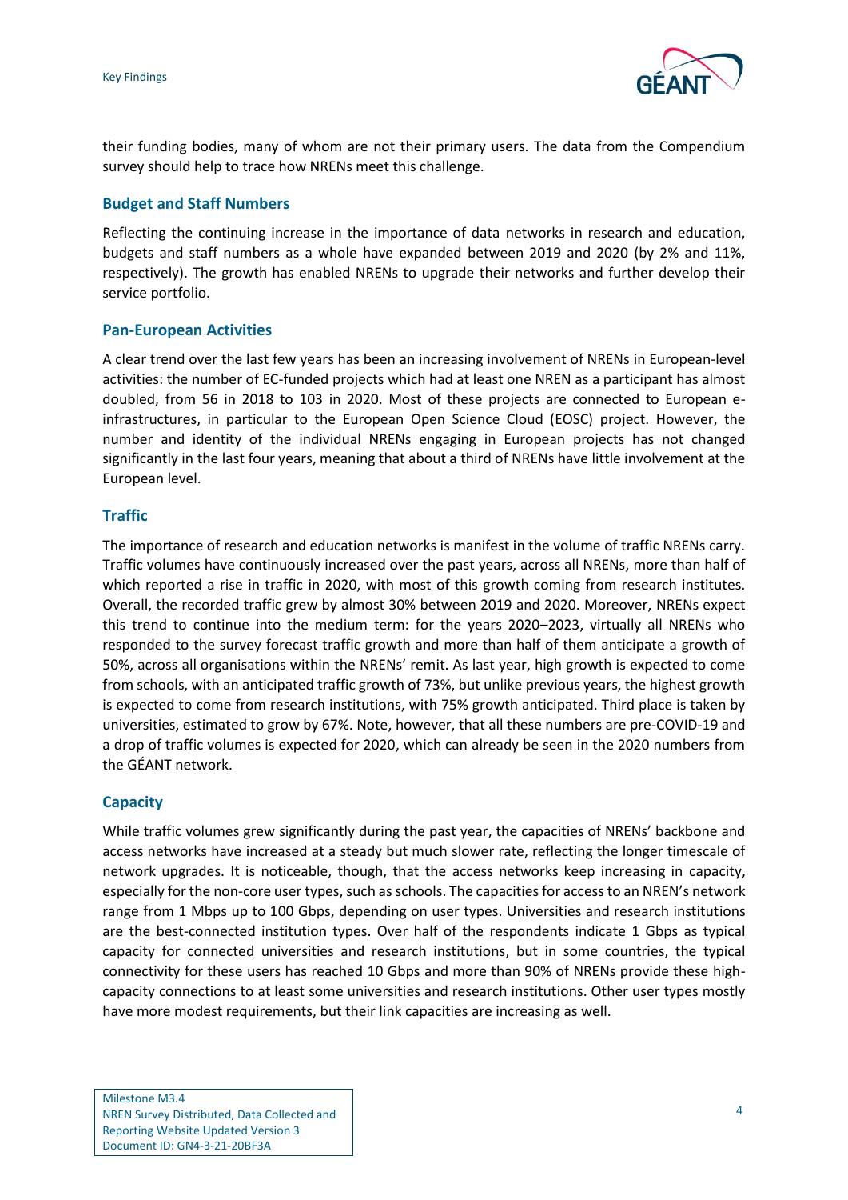their funding bodies, many of whom are not their primary users. The data from the Compendium survey should help to trace how NRENs meet this challenge.

### Budget and Staff Numbers

Reflecting the continuing increase in the importance of data networks in research and education, budgets and staff numbers as a whole have expanded between 2019 and 2020 (by 2% and 11%, respectively). The growth has enabled NRENs to upgrade their networks and further develop their service portfolio.

### Pan-European Activities

A clear trend over the last few years has been an increasing involvement of NRENs in European-level activities: the number of EC-funded projects which had at least one NREN as a participant has almost doubled, from 56 in 2018 to 103 in 2020. Most of these projects are connected to European e-infrastructures, in particular to the European Open Science Cloud (EOSC) project. However, the number and identity of the individual NRENs engaging in European projects has not changed significantly in the last four years, meaning that about a third of NRENs have little involvement at the European level.

### Traffic

The importance of research and education networks is manifest in the volume of traffic NRENs carry. Traffic volumes have continuously increased over the past years, across all NRENs, more than half of which reported a rise in traffic in 2020, with most of this growth coming from research institutes. Overall, the recorded traffic grew by almost 30% between 2019 and 2020. Moreover, NRENs expect this trend to continue into the medium term: for the years 2020–2023, virtually all NRENs who responded to the survey forecast traffic growth and more than half of them anticipate a growth of 50%, across all organisations within the NRENs' remit. As last year, high growth is expected to come from schools, with an anticipated traffic growth of 73%, but unlike previous years, the highest growth is expected to come from research institutions, with 75% growth anticipated. Third place is taken by universities, estimated to grow by 67%. Note, however, that all these numbers are pre-COVID-19 and a drop of traffic volumes is expected for 2020, which can already be seen in the 2020 numbers from the GÉANT network.

### Capacity

While traffic volumes grew significantly during the past year, the capacities of NRENs' backbone and access networks have increased at a steady but much slower rate, reflecting the longer timescale of network upgrades. It is noticeable, though, that the access networks keep increasing in capacity, especially for the non-core user types, such as schools. The capacities for access to an NREN's network range from 1 Mbps up to 100 Gbps, depending on user types. Universities and research institutions are the best-connected institution types. Over half of the respondents indicate 1 Gbps as typical capacity for connected universities and research institutions, but in some countries, the typical connectivity for these users has reached 10 Gbps and more than 90% of NRENs provide these high-capacity connections to at least some universities and research institutions. Other user types mostly have more modest requirements, but their link capacities are increasing as well.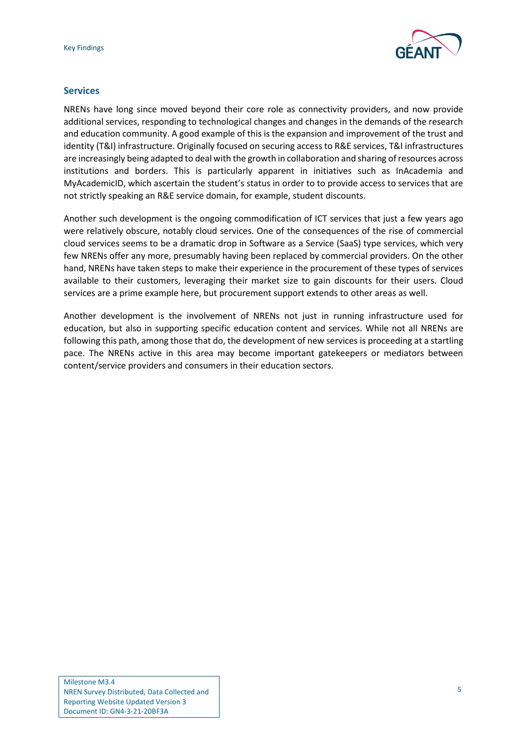## Services

NRENs have long since moved beyond their core role as connectivity providers, and now provide additional services, responding to technological changes and changes in the demands of the research and education community. A good example of this is the expansion and improvement of the trust and identity (T&I) infrastructure. Originally focused on securing access to R&E services, T&I infrastructures are increasingly being adapted to deal with the growth in collaboration and sharing of resources across institutions and borders. This is particularly apparent in initiatives such as InAcademia and MyAcademicID, which ascertain the student's status in order to to provide access to services that are not strictly speaking an R&E service domain, for example, student discounts.

Another such development is the ongoing commodification of ICT services that just a few years ago were relatively obscure, notably cloud services. One of the consequences of the rise of commercial cloud services seems to be a dramatic drop in Software as a Service (SaaS) type services, which very few NRENs offer any more, presumably having been replaced by commercial providers. On the other hand, NRENs have taken steps to make their experience in the procurement of these types of services available to their customers, leveraging their market size to gain discounts for their users. Cloud services are a prime example here, but procurement support extends to other areas as well.

Another development is the involvement of NRENs not just in running infrastructure used for education, but also in supporting specific education content and services. While not all NRENs are following this path, among those that do, the development of new services is proceeding at a startling pace. The NRENs active in this area may become important gatekeepers or mediators between content/service providers and consumers in their education sectors.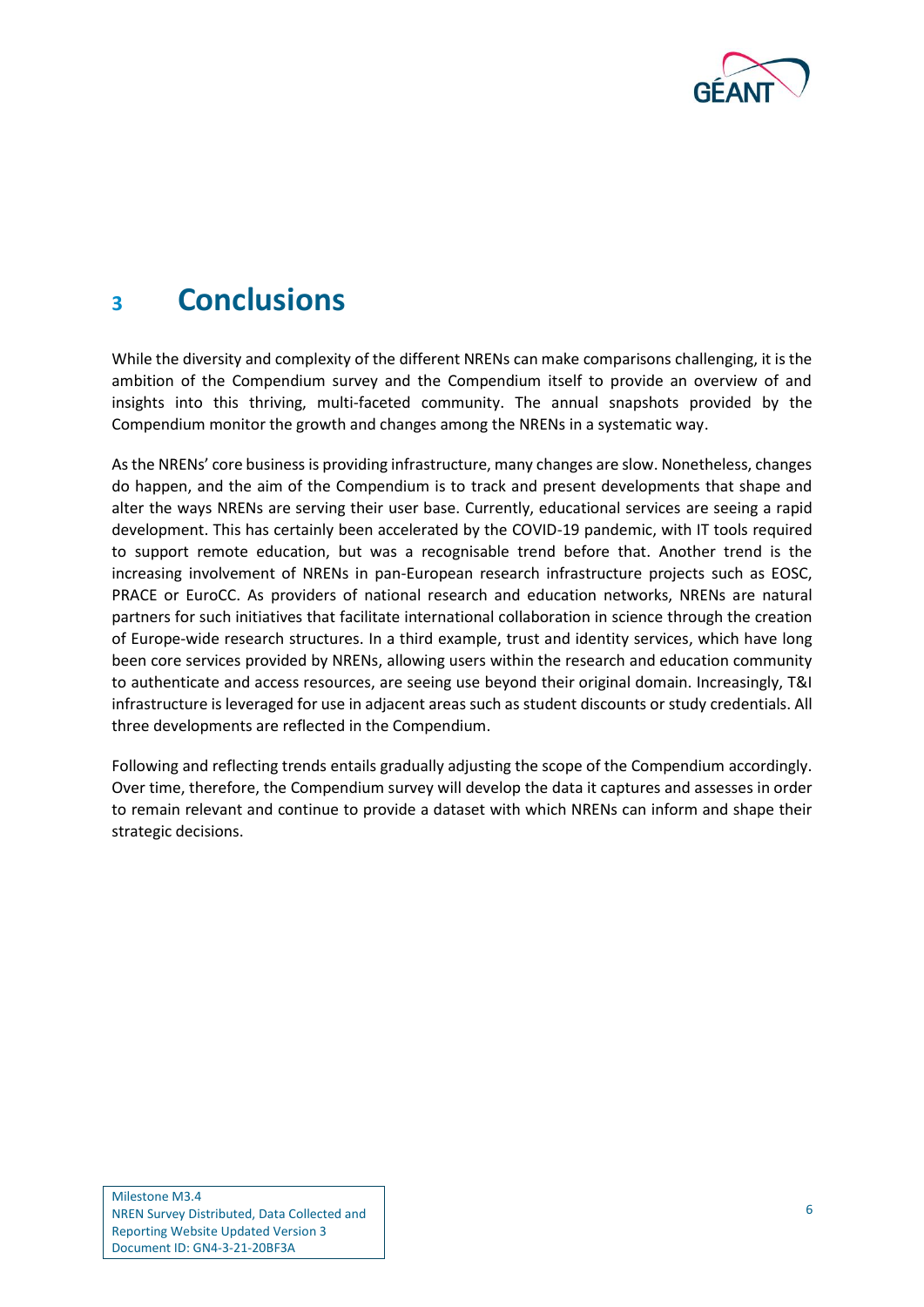# 3 Conclusions

While the diversity and complexity of the different NRENs can make comparisons challenging, it is the ambition of the Compendium survey and the Compendium itself to provide an overview of and insights into this thriving, multi-faceted community. The annual snapshots provided by the Compendium monitor the growth and changes among the NRENs in a systematic way.

As the NRENs' core business is providing infrastructure, many changes are slow. Nonetheless, changes do happen, and the aim of the Compendium is to track and present developments that shape and alter the ways NRENs are serving their user base. Currently, educational services are seeing a rapid development. This has certainly been accelerated by the COVID-19 pandemic, with IT tools required to support remote education, but was a recognisable trend before that. Another trend is the increasing involvement of NRENs in pan-European research infrastructure projects such as EOSC, PRACE or EuroCC. As providers of national research and education networks, NRENs are natural partners for such initiatives that facilitate international collaboration in science through the creation of Europe-wide research structures. In a third example, trust and identity services, which have long been core services provided by NRENs, allowing users within the research and education community to authenticate and access resources, are seeing use beyond their original domain. Increasingly, T&I infrastructure is leveraged for use in adjacent areas such as student discounts or study credentials. All three developments are reflected in the Compendium.

Following and reflecting trends entails gradually adjusting the scope of the Compendium accordingly. Over time, therefore, the Compendium survey will develop the data it captures and assesses in order to remain relevant and continue to provide a dataset with which NRENs can inform and shape their strategic decisions.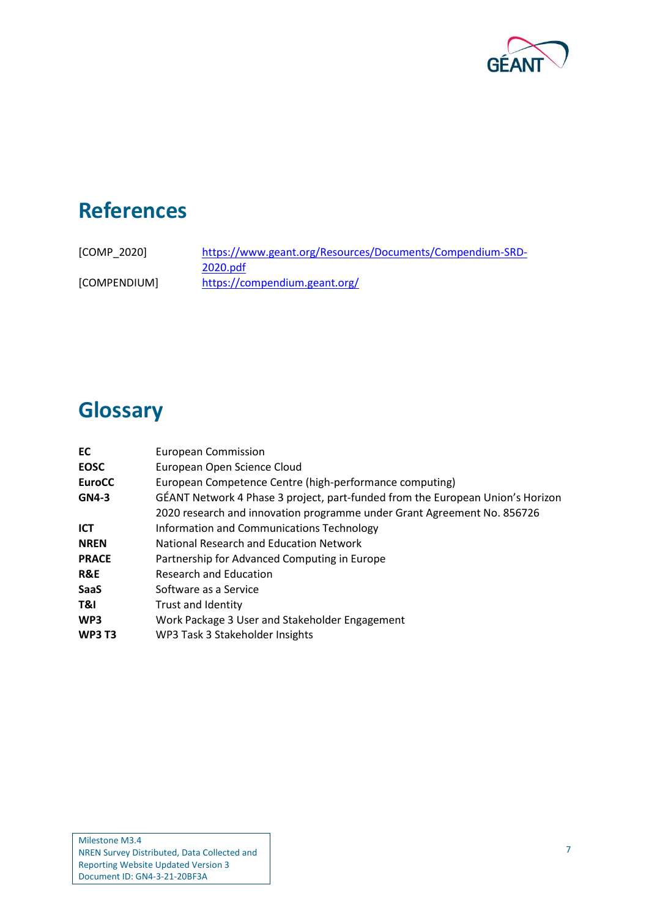# References

| | |
|---|---|
| [COMP_2020] | https://www.geant.org/Resources/Documents/Compendium-SRD-2020.pdf |
| [COMPENDIUM] | https://compendium.geant.org/ |

# Glossary

| | |
|---|---|
| **EC** | European Commission |
| **EOSC** | European Open Science Cloud |
| **EuroCC** | European Competence Centre (high-performance computing) |
| **GN4-3** | GÉANT Network 4 Phase 3 project, part-funded from the European Union's Horizon 2020 research and innovation programme under Grant Agreement No. 856726 |
| **ICT** | Information and Communications Technology |
| **NREN** | National Research and Education Network |
| **PRACE** | Partnership for Advanced Computing in Europe |
| **R&E** | Research and Education |
| **SaaS** | Software as a Service |
| **T&I** | Trust and Identity |
| **WP3** | Work Package 3 User and Stakeholder Engagement |
| **WP3 T3** | WP3 Task 3 Stakeholder Insights |